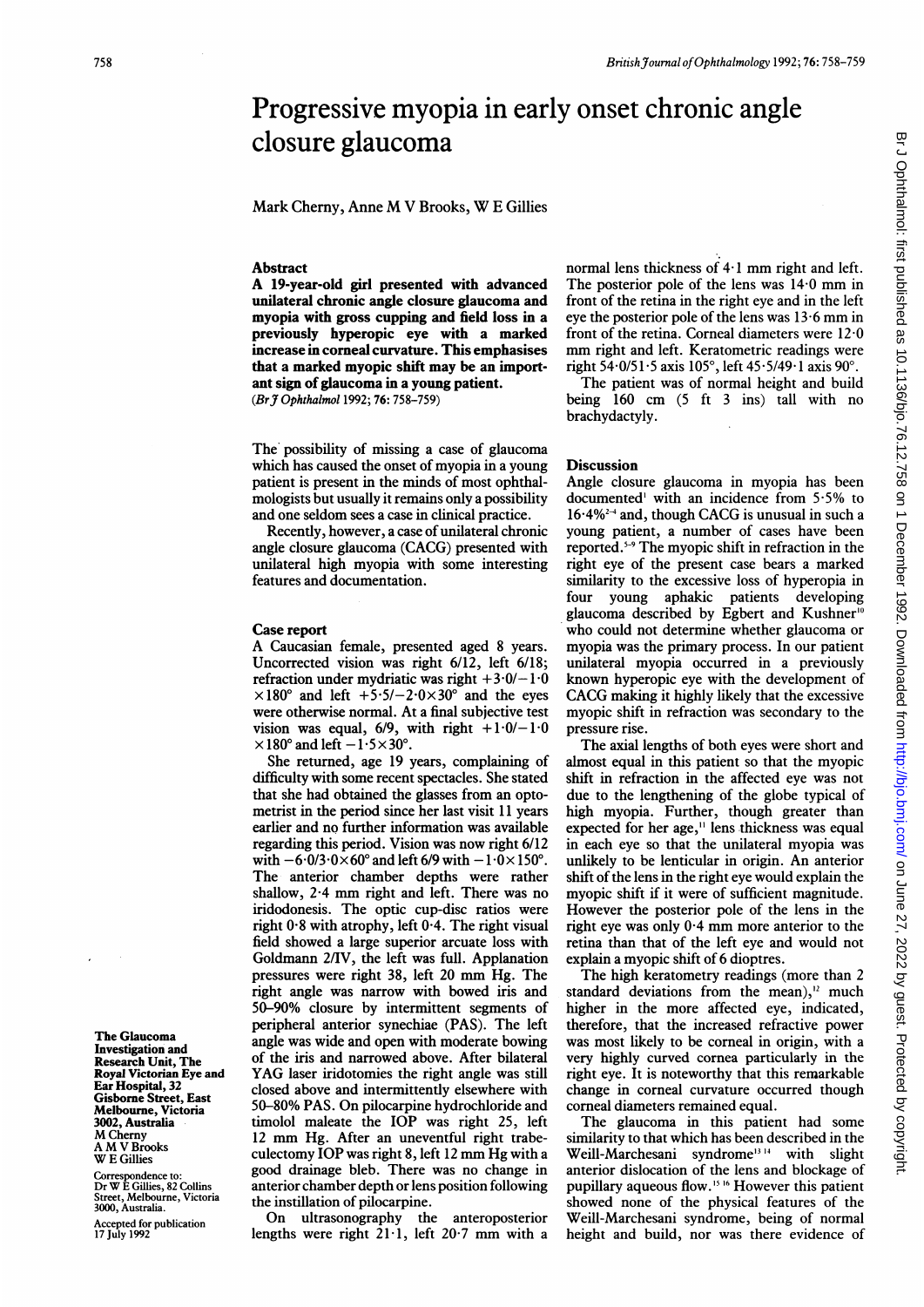# Progressive myopia in early onset chronic angle closure glaucoma

Mark Cherny, Anne M V Brooks, W E Gillies

## Abstract

**A 19-year-old girl presented with advanced unilateral chronic angle closure glaucoma and myopia with gross cupping and field loss in a previously hyperopic eye with a marked increase in corneal curvature. This emphasises that a marked myopic shift may be an important sign of glaucoma in a young patient.**

(*Br J Ophthalmol* 1992; **76**: 758–759)

The possibility of missing a case of glaucoma which has caused the onset of myopia in a young patient is present in the minds of most ophthalmologists but usually it remains only a possibility and one seldom sees a case in clinical practice.

Recently, however, a case of unilateral chronic angle closure glaucoma (CACG) presented with unilateral high myopia with some interesting features and documentation.

## Case report

A Caucasian female, presented aged 8 years. Uncorrected vision was right 6/12, left 6/18; refraction under mydriatic was right $+3\cdot0/-1\cdot0 \times 180°$ and left $+5\cdot5/-2\cdot0\times30°$ and the eyes were otherwise normal. At a final subjective test vision was equal, 6/9, with right $+1\cdot0/-1\cdot0 \times180°$ and left $-1\cdot5\times30°$.

She returned, age 19 years, complaining of difficulty with some recent spectacles. She stated that she had obtained the glasses from an optometrist in the period since her last visit 11 years earlier and no further information was available regarding this period. Vision was now right 6/12 with $-6\cdot0/3\cdot0\times60°$ and left 6/9 with $-1\cdot0\times150°$. The anterior chamber depths were rather shallow, 2·4 mm right and left. There was no iridodonesis. The optic cup-disc ratios were right 0·8 with atrophy, left 0·4. The right visual field showed a large superior arcuate loss with Goldmann 2/IV, the left was full. Applanation pressures were right 38, left 20 mm Hg. The right angle was narrow with bowed iris and 50–90% closure by intermittent segments of peripheral anterior synechiae (PAS). The left angle was wide and open with moderate bowing of the iris and narrowed above. After bilateral YAG laser iridotomies the right angle was still closed above and intermittently elsewhere with 50–80% PAS. On pilocarpine hydrochloride and timolol maleate the IOP was right 25, left 12 mm Hg. After an uneventful right trabeculectomy IOP was right 8, left 12 mm Hg with a good drainage bleb. There was no change in anterior chamber depth or lens position following the instillation of pilocarpine.

On ultrasonography the anteroposterior lengths were right 21·1, left 20·7 mm with a normal lens thickness of 4·1 mm right and left. The posterior pole of the lens was 14·0 mm in front of the retina in the right eye and in the left eye the posterior pole of the lens was 13·6 mm in front of the retina. Corneal diameters were 12·0 mm right and left. Keratometric readings were right 54·0/51·5 axis 105°, left 45·5/49·1 axis 90°.

The patient was of normal height and build being 160 cm (5 ft 3 ins) tall with no brachydactyly.

## Discussion

Angle closure glaucoma in myopia has been documented[1] with an incidence from 5·5% to 16·4%[2-4] and, though CACG is unusual in such a young patient, a number of cases have been reported.[5-9] The myopic shift in refraction in the right eye of the present case bears a marked similarity to the excessive loss of hyperopia in four young aphakic patients developing glaucoma described by Egbert and Kushner[10] who could not determine whether glaucoma or myopia was the primary process. In our patient unilateral myopia occurred in a previously known hyperopic eye with the development of CACG making it highly likely that the excessive myopic shift in refraction was secondary to the pressure rise.

The axial lengths of both eyes were short and almost equal in this patient so that the myopic shift in refraction in the affected eye was not due to the lengthening of the globe typical of high myopia. Further, though greater than expected for her age,[11] lens thickness was equal in each eye so that the unilateral myopia was unlikely to be lenticular in origin. An anterior shift of the lens in the right eye would explain the myopic shift if it were of sufficient magnitude. However the posterior pole of the lens in the right eye was only 0·4 mm more anterior to the retina than that of the left eye and would not explain a myopic shift of 6 dioptres.

The high keratometry readings (more than 2 standard deviations from the mean),[12] much higher in the more affected eye, indicated, therefore, that the increased refractive power was most likely to be corneal in origin, with a very highly curved cornea particularly in the right eye. It is noteworthy that this remarkable change in corneal curvature occurred though corneal diameters remained equal.

The glaucoma in this patient had some similarity to that which has been described in the Weill-Marchesani syndrome[13,14] with slight anterior dislocation of the lens and blockage of pupillary aqueous flow.[15,16] However this patient showed none of the physical features of the Weill-Marchesani syndrome, being of normal height and build, nor was there evidence of

The Glaucoma Investigation and Research Unit, The Royal Victorian Eye and Ear Hospital, 32 Gisborne Street, East Melbourne, Victoria 3002, Australia
M Cherny
A M V Brooks
W E Gillies

Correspondence to: Dr W E Gillies, 82 Collins Street, Melbourne, Victoria 3000, Australia.

Accepted for publication 17 July 1992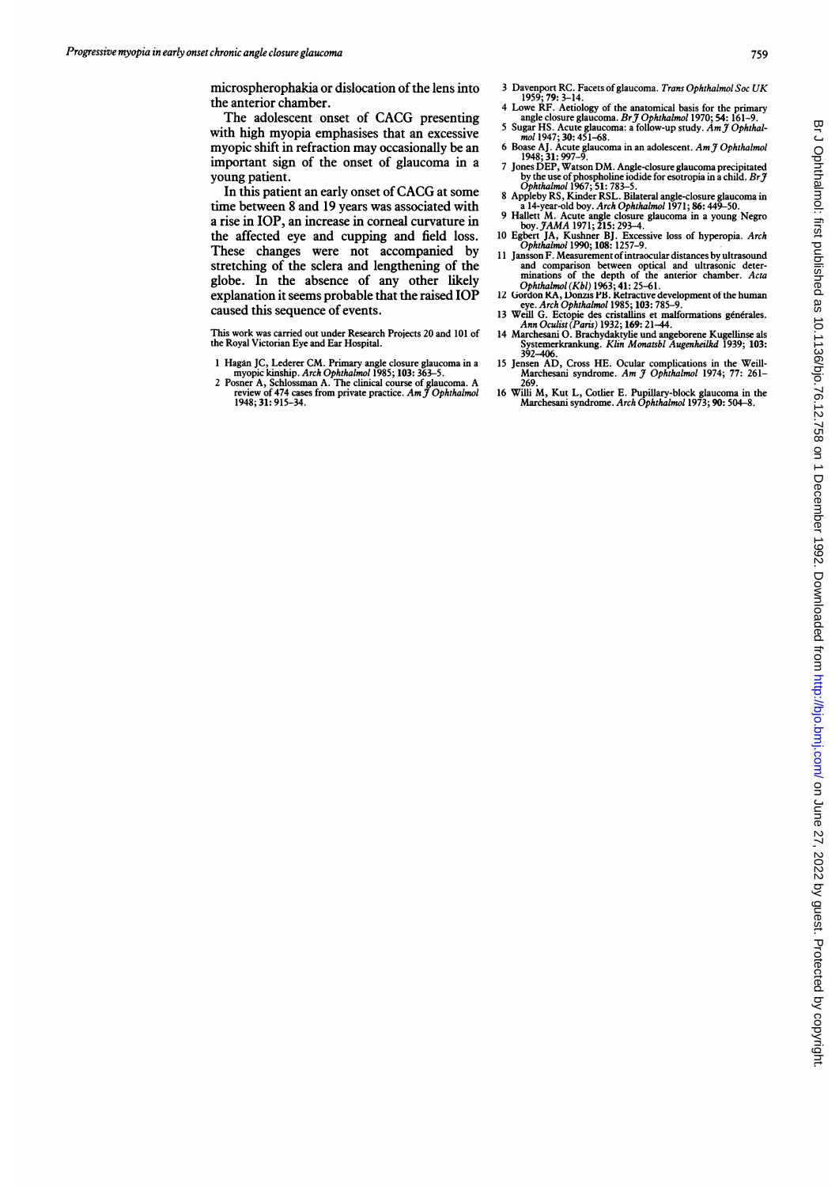microspherophakia or dislocation of the lens into the anterior chamber.

The adolescent onset of CACG presenting with high myopia emphasises that an excessive myopic shift in refraction may occasionally be an important sign of the onset of glaucoma in a young patient.

In this patient an early onset of CACG at some time between 8 and 19 years was associated with a rise in IOP, an increase in corneal curvature in the affected eye and cupping and field loss. These changes were not accompanied by stretching of the sclera and lengthening of the globe. In the absence of any other likely explanation it seems probable that the raised IOP caused this sequence of events.

This work was carried out under Research Projects 20 and 101 of the Royal Victorian Eye and Ear Hospital.

1. Hagán JC, Lederer CM. Primary angle closure glaucoma in a myopic kinship. *Arch Ophthalmol* 1985; **103:** 363–5.
2. Posner A, Schlossman A. The clinical course of glaucoma. A review of 474 cases from private practice. *Am J Ophthalmol* 1948; **31:** 915–34.
3. Davenport RC. Facets of glaucoma. *Trans Ophthalmol Soc UK* 1959; **79:** 3–14.
4. Lowe RF. Aetiology of the anatomical basis for the primary angle closure glaucoma. *Br J Ophthalmol* 1970; **54:** 161–9.
5. Sugar HS. Acute glaucoma: a follow-up study. *Am J Ophthalmol* 1947; **30:** 451–68.
6. Boase AJ. Acute glaucoma in an adolescent. *Am J Ophthalmol* 1948; **31:** 997–9.
7. Jones DEP, Watson DM. Angle-closure glaucoma precipitated by the use of phospholine iodide for esotropia in a child. *Br J Ophthalmol* 1967; **51:** 783–5.
8. Appleby RS, Kinder RSL. Bilateral angle-closure glaucoma in a 14-year-old boy. *Arch Ophthalmol* 1971; **86:** 449–50.
9. Hallett M. Acute angle closure glaucoma in a young Negro boy. *JAMA* 1971; **215:** 293–4.
10. Egbert JA, Kushner BJ. Excessive loss of hyperopia. *Arch Ophthalmol* 1990; **108:** 1257–9.
11. Jansson F. Measurement of intraocular distances by ultrasound and comparison between optical and ultrasonic determinations of the depth of the anterior chamber. *Acta Ophthalmol (Kbl)* 1963; **41:** 25–61.
12. Gordon RA, Donzis PB. Refractive development of the human eye. *Arch Ophthalmol* 1985; **103:** 785–9.
13. Weill G. Ectopie des cristallins et malformations générales. *Ann Oculist (Paris)* 1932; **169:** 21–44.
14. Marchesani O. Brachydaktylie und angeborene Kugellinse als Systemerkrankung. *Klin Monatsbl Augenheilkd* 1939; **103:** 392–406.
15. Jensen AD, Cross HE. Ocular complications in the Weill-Marchesani syndrome. *Am J Ophthalmol* 1974; **77:** 261–269.
16. Willi M, Kut L, Cotlier E. Pupillary-block glaucoma in the Marchesani syndrome. *Arch Ophthalmol* 1973; **90:** 504–8.